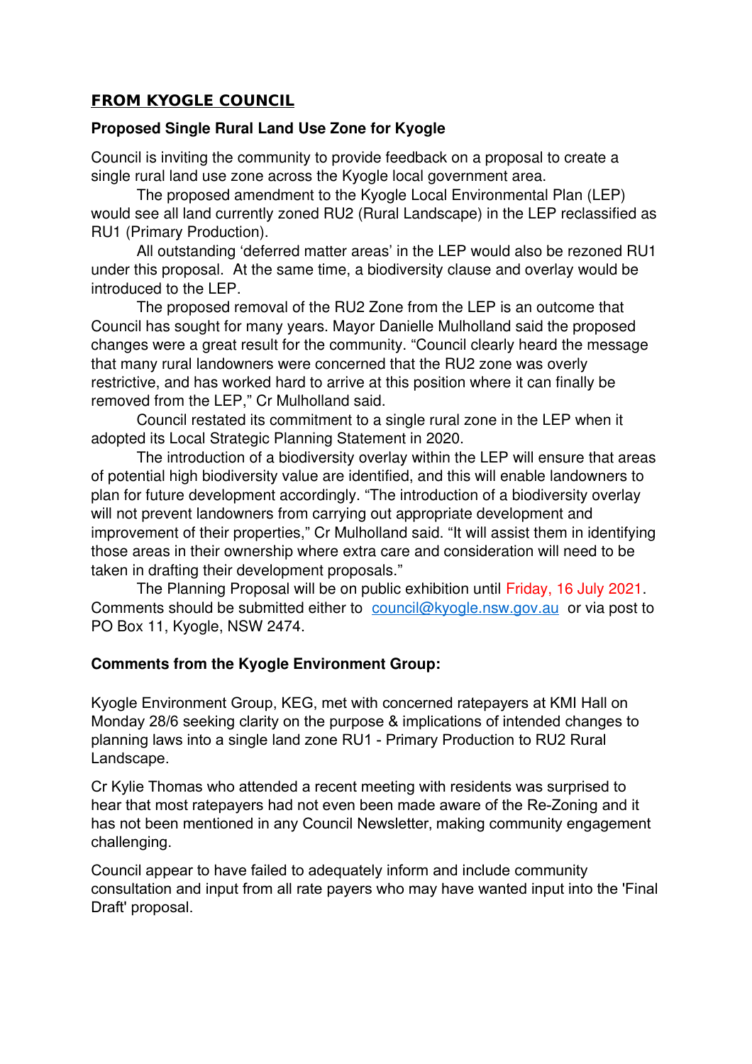## FROM KYOGLE COUNCIL

**Proposed Single Rural Land Use Zone for Kyogle**

Council is inviting the community to provide feedback on a proposal to create a single rural land use zone across the Kyogle local government area.

The proposed amendment to the Kyogle Local Environmental Plan (LEP) would see all land currently zoned RU2 (Rural Landscape) in the LEP reclassified as RU1 (Primary Production).

All outstanding 'deferred matter areas' in the LEP would also be rezoned RU1 under this proposal. At the same time, a biodiversity clause and overlay would be introduced to the LEP.

The proposed removal of the RU2 Zone from the LEP is an outcome that Council has sought for many years. Mayor Danielle Mulholland said the proposed changes were a great result for the community. "Council clearly heard the message that many rural landowners were concerned that the RU2 zone was overly restrictive, and has worked hard to arrive at this position where it can finally be removed from the LEP," Cr Mulholland said.

Council restated its commitment to a single rural zone in the LEP when it adopted its Local Strategic Planning Statement in 2020.

The introduction of a biodiversity overlay within the LEP will ensure that areas of potential high biodiversity value are identified, and this will enable landowners to plan for future development accordingly. "The introduction of a biodiversity overlay will not prevent landowners from carrying out appropriate development and improvement of their properties," Cr Mulholland said. "It will assist them in identifying those areas in their ownership where extra care and consideration will need to be taken in drafting their development proposals."

The Planning Proposal will be on public exhibition until Friday, 16 July 2021. Comments should be submitted either to council@kyogle.nsw.gov.au or via post to PO Box 11, Kyogle, NSW 2474.

**Comments from the Kyogle Environment Group:**

Kyogle Environment Group, KEG, met with concerned ratepayers at KMI Hall on Monday 28/6 seeking clarity on the purpose & implications of intended changes to planning laws into a single land zone RU1 - Primary Production to RU2 Rural Landscape.

Cr Kylie Thomas who attended a recent meeting with residents was surprised to hear that most ratepayers had not even been made aware of the Re-Zoning and it has not been mentioned in any Council Newsletter, making community engagement challenging.

Council appear to have failed to adequately inform and include community consultation and input from all rate payers who may have wanted input into the 'Final Draft' proposal.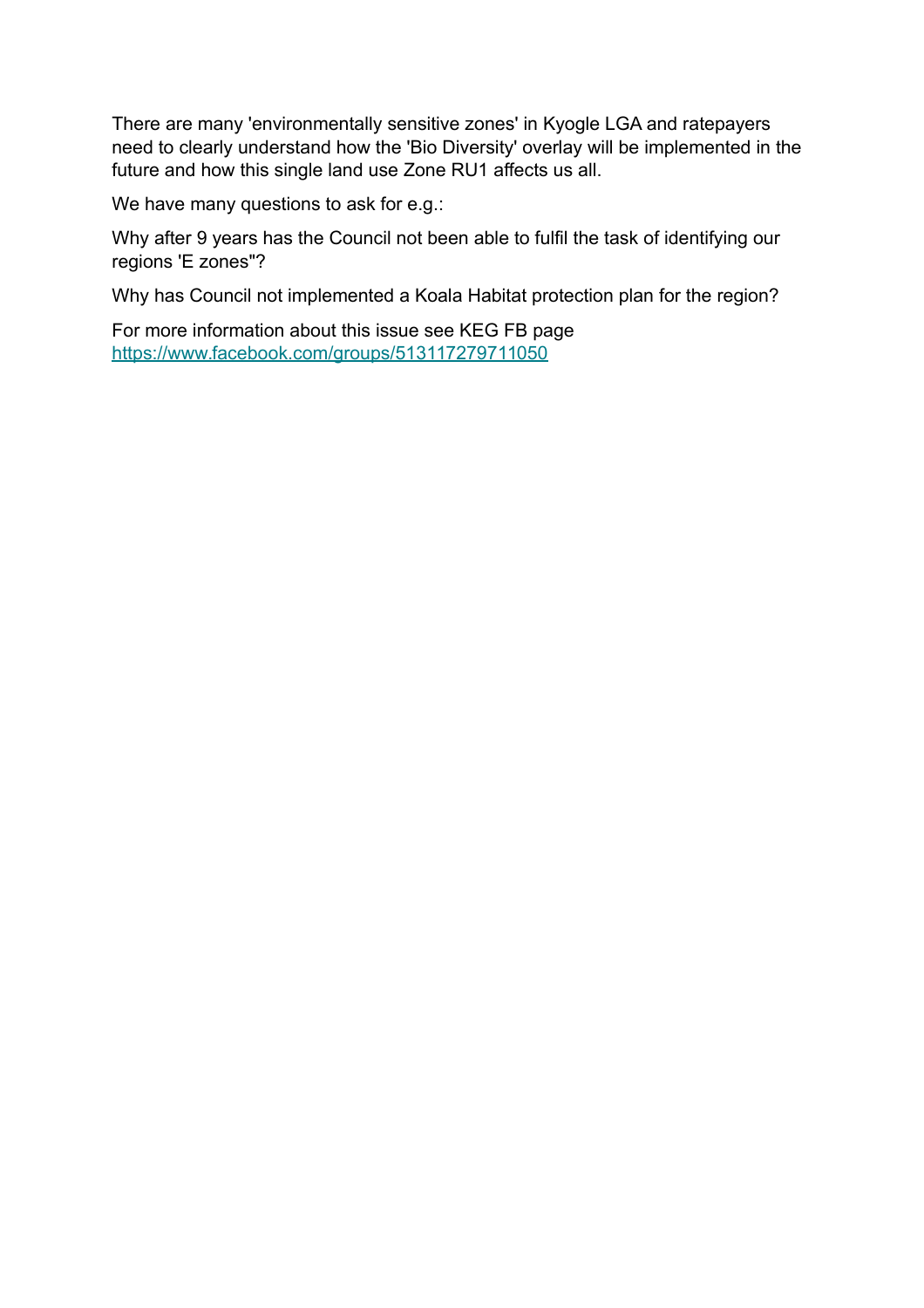There are many 'environmentally sensitive zones' in Kyogle LGA and ratepayers need to clearly understand how the 'Bio Diversity' overlay will be implemented in the future and how this single land use Zone RU1 affects us all.

We have many questions to ask for e.g.:

Why after 9 years has the Council not been able to fulfil the task of identifying our regions 'E zones"?

Why has Council not implemented a Koala Habitat protection plan for the region?

For more information about this issue see KEG FB page [https://www.facebook.com/groups/513117279711050](https://www.facebook.com/groups/513117279711050)